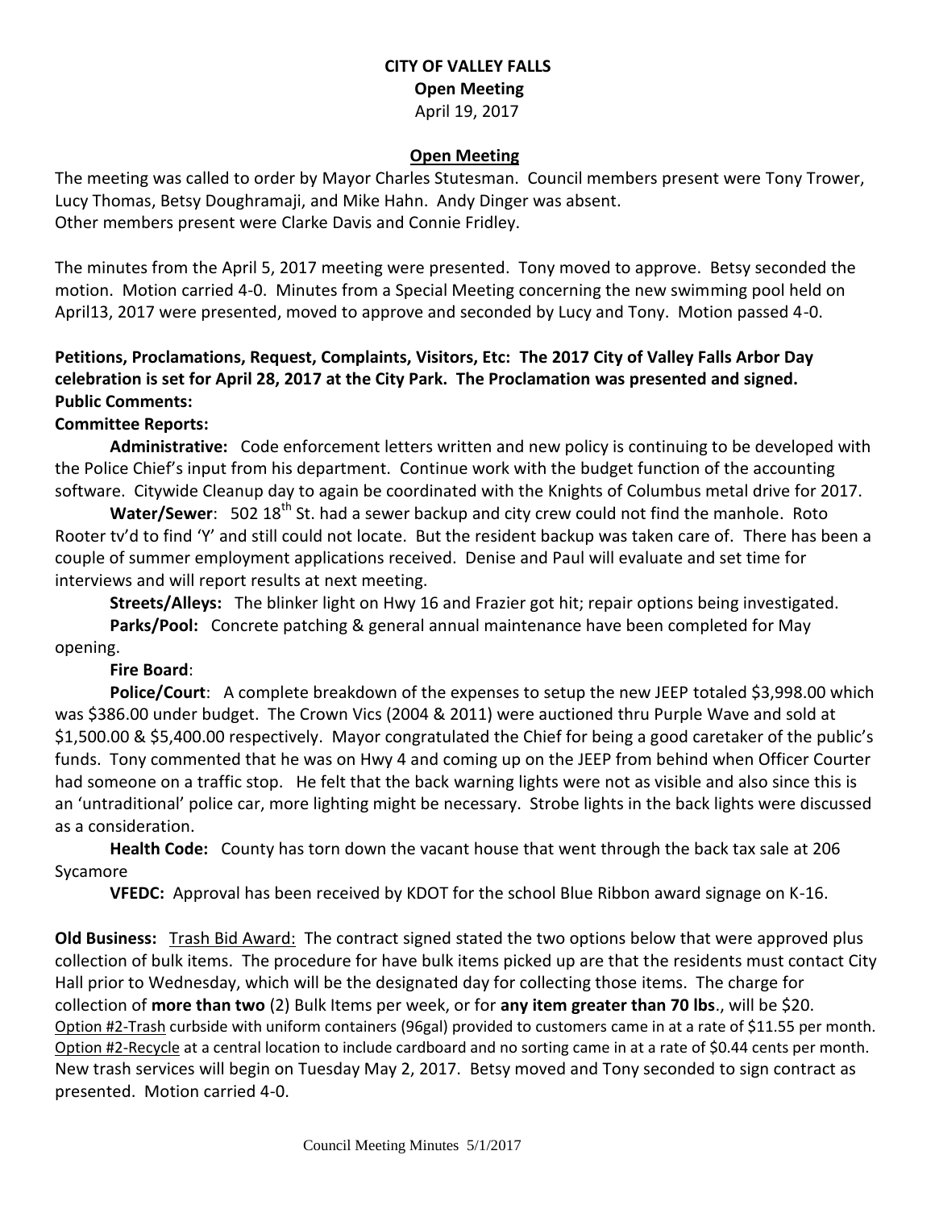**CITY OF VALLEY FALLS**
**Open Meeting**
April 19, 2017

**Open Meeting**

The meeting was called to order by Mayor Charles Stutesman. Council members present were Tony Trower, Lucy Thomas, Betsy Doughramaji, and Mike Hahn. Andy Dinger was absent.
Other members present were Clarke Davis and Connie Fridley.

The minutes from the April 5, 2017 meeting were presented. Tony moved to approve. Betsy seconded the motion. Motion carried 4-0. Minutes from a Special Meeting concerning the new swimming pool held on April13, 2017 were presented, moved to approve and seconded by Lucy and Tony. Motion passed 4-0.

**Petitions, Proclamations, Request, Complaints, Visitors, Etc: The 2017 City of Valley Falls Arbor Day celebration is set for April 28, 2017 at the City Park. The Proclamation was presented and signed.**
**Public Comments:**
**Committee Reports:**

**Administrative:** Code enforcement letters written and new policy is continuing to be developed with the Police Chief's input from his department. Continue work with the budget function of the accounting software. Citywide Cleanup day to again be coordinated with the Knights of Columbus metal drive for 2017.

**Water/Sewer**: 502 18th St. had a sewer backup and city crew could not find the manhole. Roto Rooter tv'd to find 'Y' and still could not locate. But the resident backup was taken care of. There has been a couple of summer employment applications received. Denise and Paul will evaluate and set time for interviews and will report results at next meeting.

**Streets/Alleys:** The blinker light on Hwy 16 and Frazier got hit; repair options being investigated.

**Parks/Pool:** Concrete patching & general annual maintenance have been completed for May opening.

**Fire Board**:

**Police/Court**: A complete breakdown of the expenses to setup the new JEEP totaled $3,998.00 which was $386.00 under budget. The Crown Vics (2004 & 2011) were auctioned thru Purple Wave and sold at $1,500.00 & $5,400.00 respectively. Mayor congratulated the Chief for being a good caretaker of the public's funds. Tony commented that he was on Hwy 4 and coming up on the JEEP from behind when Officer Courter had someone on a traffic stop. He felt that the back warning lights were not as visible and also since this is an 'untraditional' police car, more lighting might be necessary. Strobe lights in the back lights were discussed as a consideration.

**Health Code:** County has torn down the vacant house that went through the back tax sale at 206 Sycamore

**VFEDC:** Approval has been received by KDOT for the school Blue Ribbon award signage on K-16.

**Old Business:** Trash Bid Award: The contract signed stated the two options below that were approved plus collection of bulk items. The procedure for have bulk items picked up are that the residents must contact City Hall prior to Wednesday, which will be the designated day for collecting those items. The charge for collection of **more than two** (2) Bulk Items per week, or for **any item greater than 70 lbs**., will be $20.
Option #2-Trash curbside with uniform containers (96gal) provided to customers came in at a rate of $11.55 per month.
Option #2-Recycle at a central location to include cardboard and no sorting came in at a rate of $0.44 cents per month.
New trash services will begin on Tuesday May 2, 2017. Betsy moved and Tony seconded to sign contract as presented. Motion carried 4-0.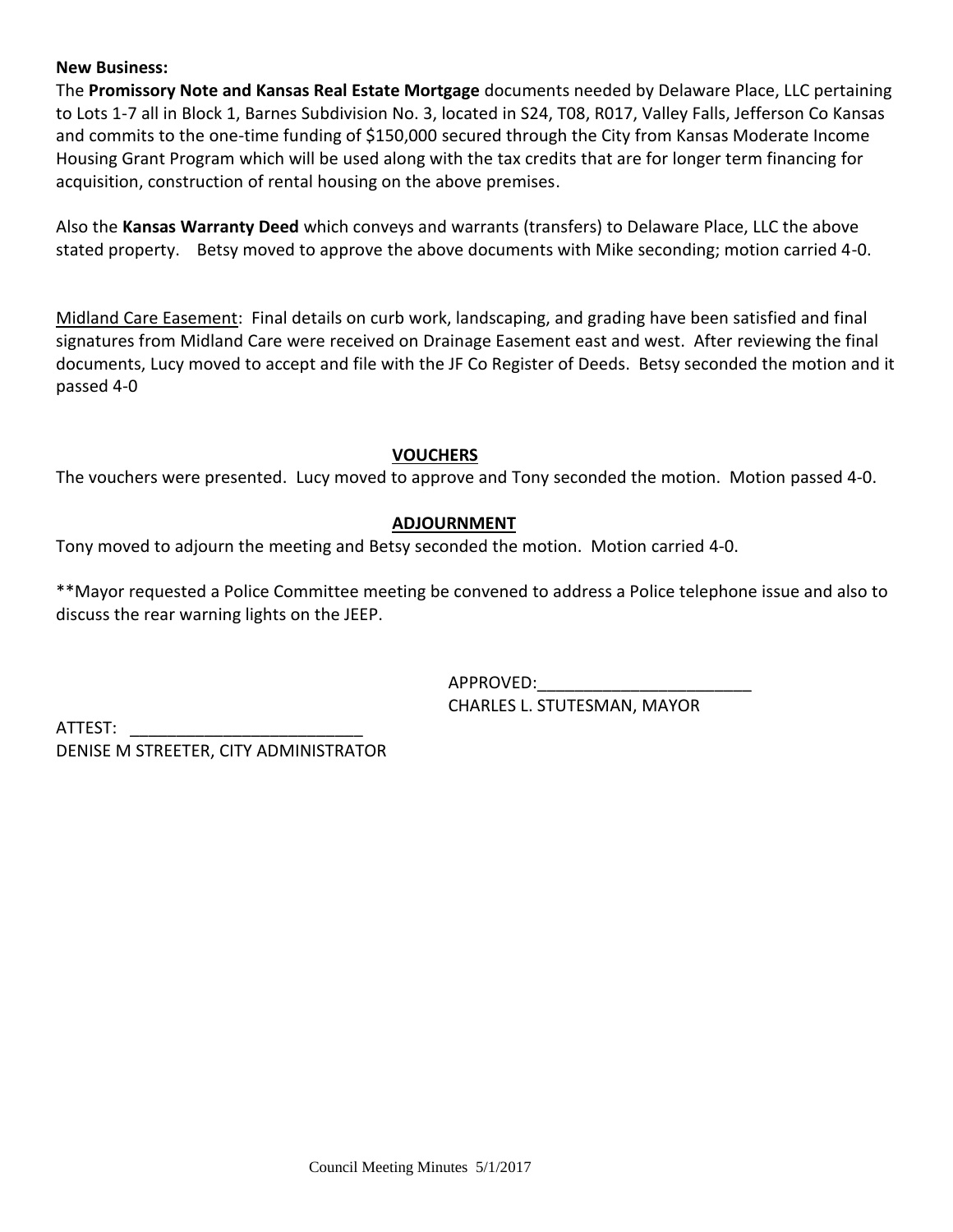**New Business:**

The **Promissory Note and Kansas Real Estate Mortgage** documents needed by Delaware Place, LLC pertaining to Lots 1-7 all in Block 1, Barnes Subdivision No. 3, located in S24, T08, R017, Valley Falls, Jefferson Co Kansas and commits to the one-time funding of $150,000 secured through the City from Kansas Moderate Income Housing Grant Program which will be used along with the tax credits that are for longer term financing for acquisition, construction of rental housing on the above premises.

Also the **Kansas Warranty Deed** which conveys and warrants (transfers) to Delaware Place, LLC the above stated property. Betsy moved to approve the above documents with Mike seconding; motion carried 4-0.

<u>Midland Care Easement</u>: Final details on curb work, landscaping, and grading have been satisfied and final signatures from Midland Care were received on Drainage Easement east and west. After reviewing the final documents, Lucy moved to accept and file with the JF Co Register of Deeds. Betsy seconded the motion and it passed 4-0

## VOUCHERS

The vouchers were presented. Lucy moved to approve and Tony seconded the motion. Motion passed 4-0.

## ADJOURNMENT

Tony moved to adjourn the meeting and Betsy seconded the motion. Motion carried 4-0.

**Mayor requested a Police Committee meeting be convened to address a Police telephone issue and also to discuss the rear warning lights on the JEEP.

APPROVED:_______________________
CHARLES L. STUTESMAN, MAYOR

ATTEST: _________________________
DENISE M STREETER, CITY ADMINISTRATOR